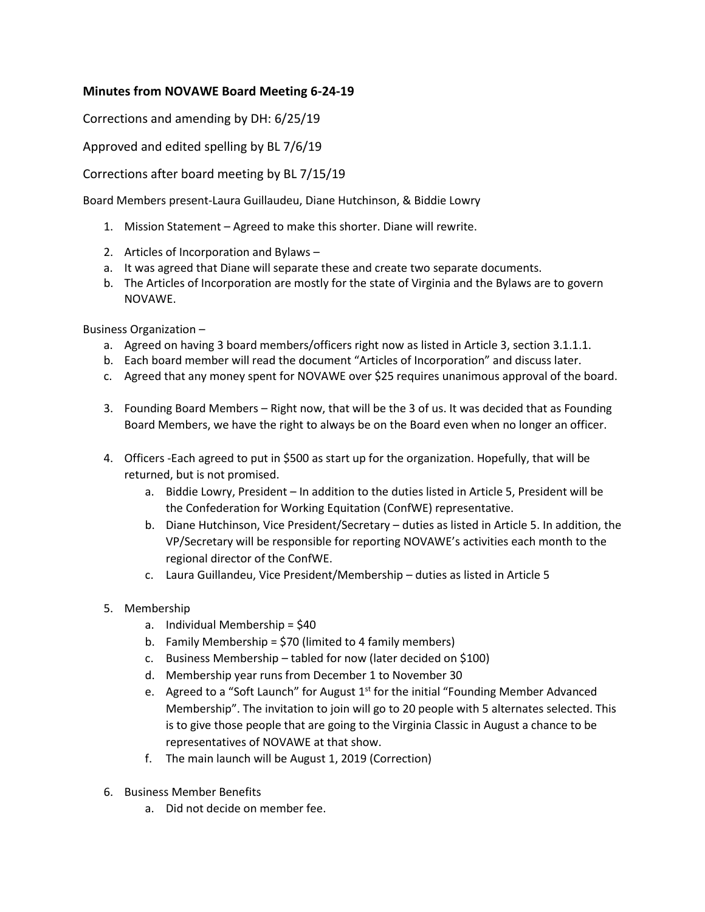**Minutes from NOVAWE Board Meeting 6-24-19**

Corrections and amending by DH: 6/25/19

Approved and edited spelling by BL 7/6/19

Corrections after board meeting by BL 7/15/19

Board Members present-Laura Guillaudeu, Diane Hutchinson, & Biddie Lowry

1. Mission Statement – Agreed to make this shorter. Diane will rewrite.
2. Articles of Incorporation and Bylaws –
   a. It was agreed that Diane will separate these and create two separate documents.
   b. The Articles of Incorporation are mostly for the state of Virginia and the Bylaws are to govern NOVAWE.

Business Organization –

a. Agreed on having 3 board members/officers right now as listed in Article 3, section 3.1.1.1.
b. Each board member will read the document "Articles of Incorporation" and discuss later.
c. Agreed that any money spent for NOVAWE over $25 requires unanimous approval of the board.

3. Founding Board Members – Right now, that will be the 3 of us. It was decided that as Founding Board Members, we have the right to always be on the Board even when no longer an officer.
4. Officers -Each agreed to put in $500 as start up for the organization. Hopefully, that will be returned, but is not promised.
   a. Biddie Lowry, President – In addition to the duties listed in Article 5, President will be the Confederation for Working Equitation (ConfWE) representative.
   b. Diane Hutchinson, Vice President/Secretary – duties as listed in Article 5. In addition, the VP/Secretary will be responsible for reporting NOVAWE's activities each month to the regional director of the ConfWE.
   c. Laura Guillandeu, Vice President/Membership – duties as listed in Article 5
5. Membership
   a. Individual Membership = $40
   b. Family Membership = $70 (limited to 4 family members)
   c. Business Membership – tabled for now (later decided on $100)
   d. Membership year runs from December 1 to November 30
   e. Agreed to a "Soft Launch" for August 1st for the initial "Founding Member Advanced Membership". The invitation to join will go to 20 people with 5 alternates selected. This is to give those people that are going to the Virginia Classic in August a chance to be representatives of NOVAWE at that show.
   f. The main launch will be August 1, 2019 (Correction)
6. Business Member Benefits
   a. Did not decide on member fee.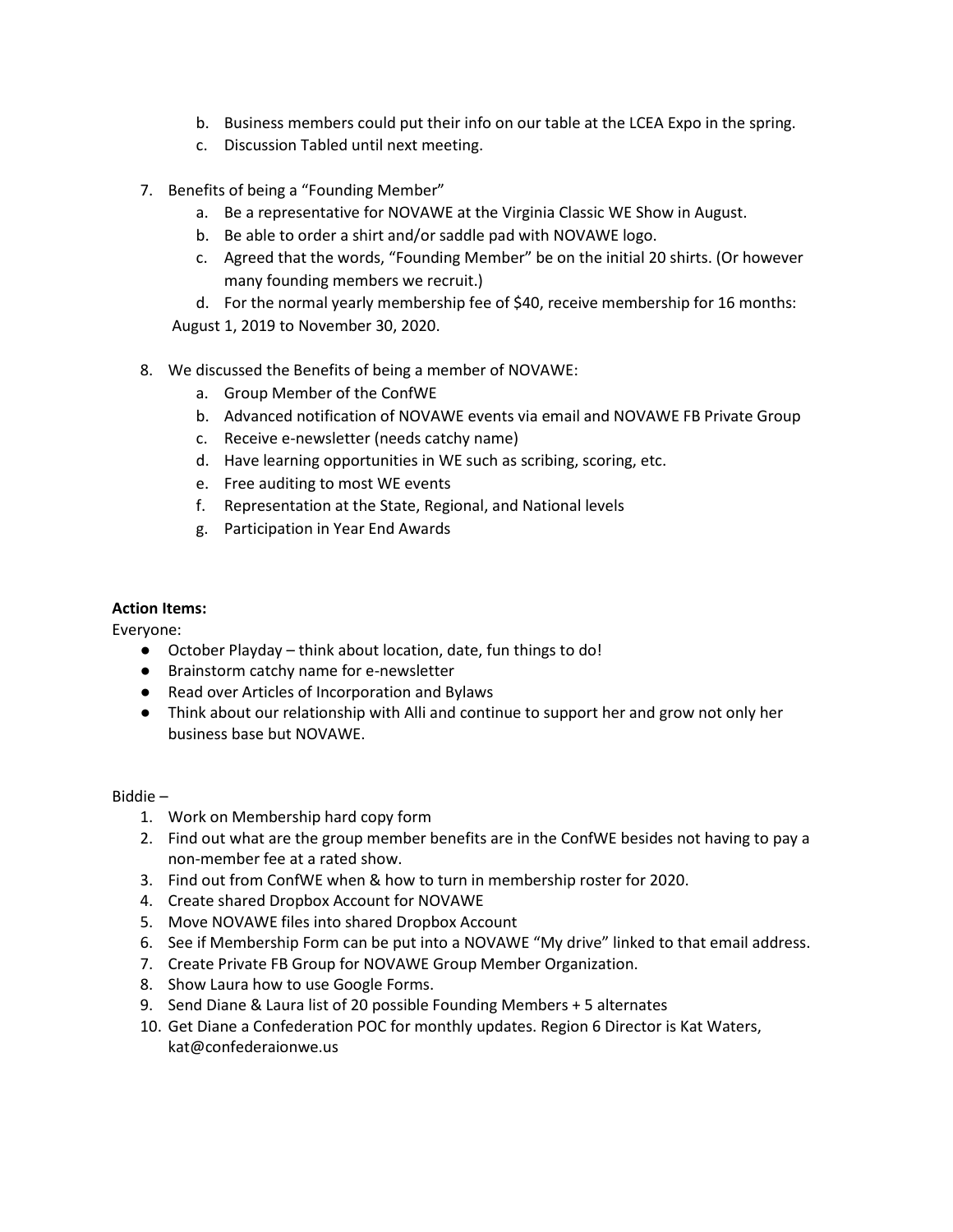b. Business members could put their info on our table at the LCEA Expo in the spring.
   c. Discussion Tabled until next meeting.

7. Benefits of being a "Founding Member"
   a. Be a representative for NOVAWE at the Virginia Classic WE Show in August.
   b. Be able to order a shirt and/or saddle pad with NOVAWE logo.
   c. Agreed that the words, "Founding Member" be on the initial 20 shirts. (Or however many founding members we recruit.)
   d. For the normal yearly membership fee of $40, receive membership for 16 months: August 1, 2019 to November 30, 2020.

8. We discussed the Benefits of being a member of NOVAWE:
   a. Group Member of the ConfWE
   b. Advanced notification of NOVAWE events via email and NOVAWE FB Private Group
   c. Receive e-newsletter (needs catchy name)
   d. Have learning opportunities in WE such as scribing, scoring, etc.
   e. Free auditing to most WE events
   f. Representation at the State, Regional, and National levels
   g. Participation in Year End Awards

**Action Items:**

Everyone:

- October Playday – think about location, date, fun things to do!
- Brainstorm catchy name for e-newsletter
- Read over Articles of Incorporation and Bylaws
- Think about our relationship with Alli and continue to support her and grow not only her business base but NOVAWE.

Biddie –

1. Work on Membership hard copy form
2. Find out what are the group member benefits are in the ConfWE besides not having to pay a non-member fee at a rated show.
3. Find out from ConfWE when & how to turn in membership roster for 2020.
4. Create shared Dropbox Account for NOVAWE
5. Move NOVAWE files into shared Dropbox Account
6. See if Membership Form can be put into a NOVAWE "My drive" linked to that email address.
7. Create Private FB Group for NOVAWE Group Member Organization.
8. Show Laura how to use Google Forms.
9. Send Diane & Laura list of 20 possible Founding Members + 5 alternates
10. Get Diane a Confederation POC for monthly updates. Region 6 Director is Kat Waters, kat@confederaionwe.us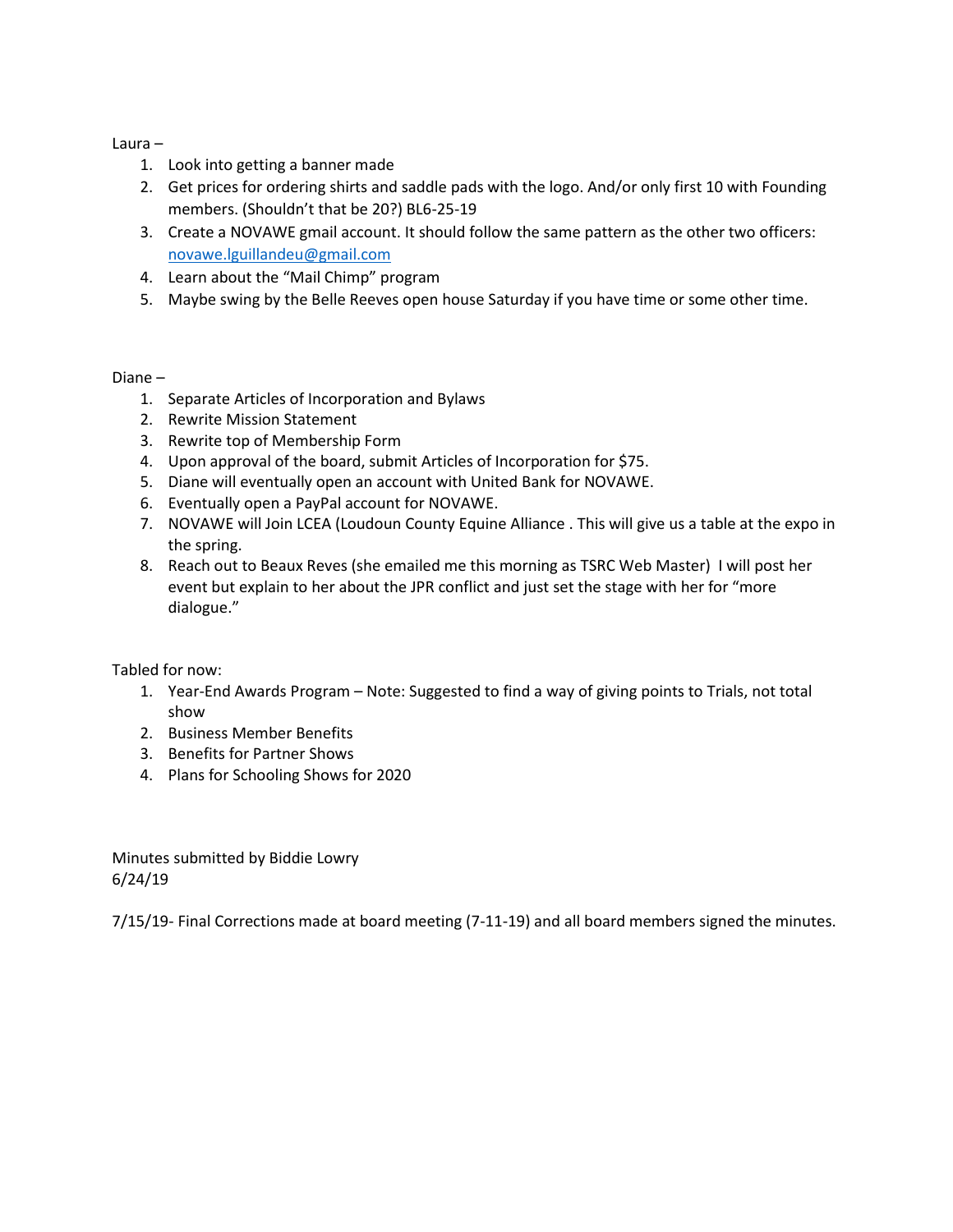Laura –

1. Look into getting a banner made
2. Get prices for ordering shirts and saddle pads with the logo. And/or only first 10 with Founding members. (Shouldn't that be 20?) BL6-25-19
3. Create a NOVAWE gmail account. It should follow the same pattern as the other two officers: novawe.lguillandeu@gmail.com
4. Learn about the "Mail Chimp" program
5. Maybe swing by the Belle Reeves open house Saturday if you have time or some other time.

Diane –

1. Separate Articles of Incorporation and Bylaws
2. Rewrite Mission Statement
3. Rewrite top of Membership Form
4. Upon approval of the board, submit Articles of Incorporation for $75.
5. Diane will eventually open an account with United Bank for NOVAWE.
6. Eventually open a PayPal account for NOVAWE.
7. NOVAWE will Join LCEA (Loudoun County Equine Alliance . This will give us a table at the expo in the spring.
8. Reach out to Beaux Reves (she emailed me this morning as TSRC Web Master) I will post her event but explain to her about the JPR conflict and just set the stage with her for "more dialogue."

Tabled for now:

1. Year-End Awards Program – Note: Suggested to find a way of giving points to Trials, not total show
2. Business Member Benefits
3. Benefits for Partner Shows
4. Plans for Schooling Shows for 2020

Minutes submitted by Biddie Lowry
6/24/19

7/15/19- Final Corrections made at board meeting (7-11-19) and all board members signed the minutes.